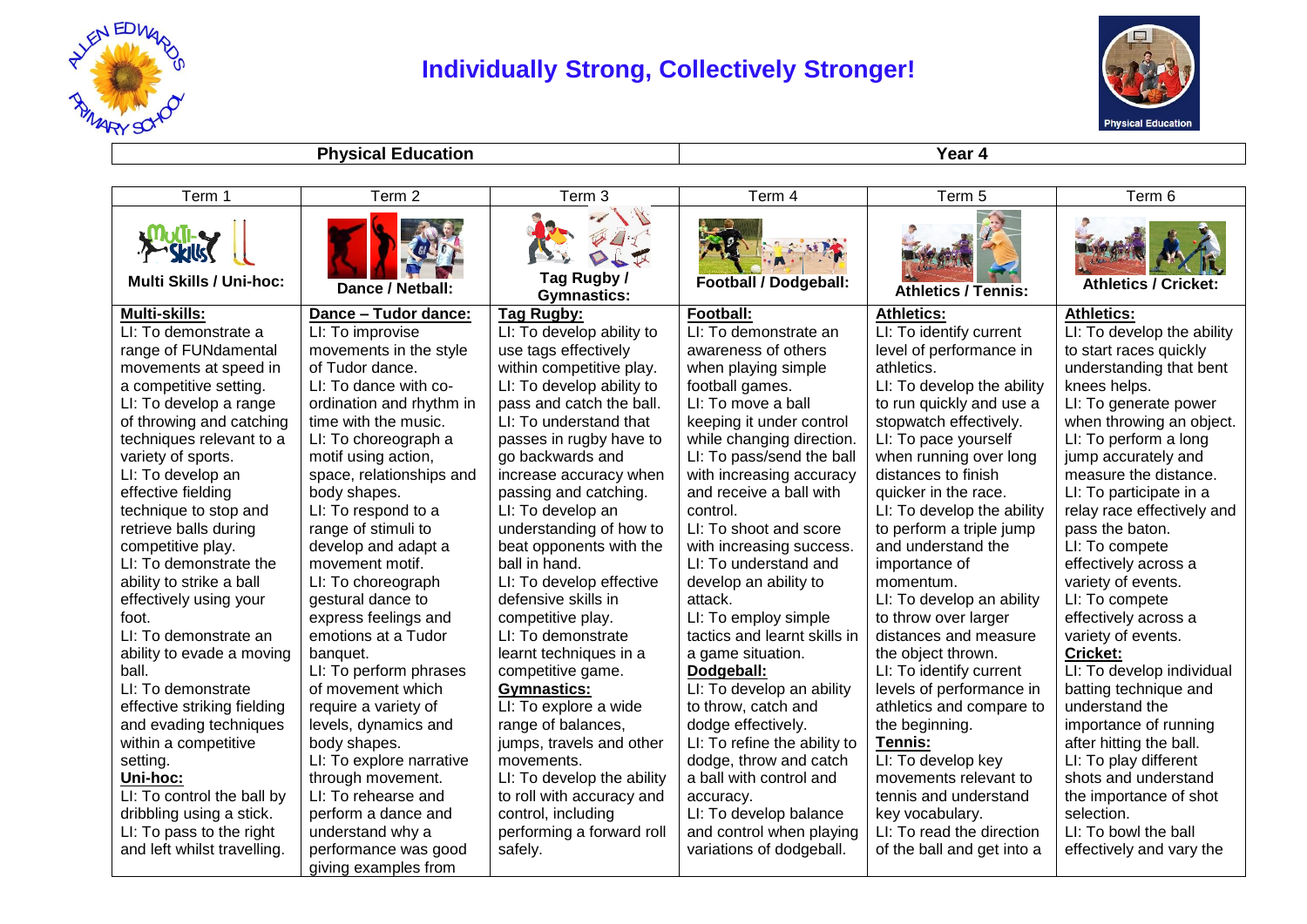# Individually Strong, Collectively Stronger!

| Physical Education | Year 4 |
|---|---|

| Term 1 | Term 2 | Term 3 | Term 4 | Term 5 | Term 6 |
|---|---|---|---|---|---|
| **Multi Skills / Uni-hoc:** | **Dance / Netball:** | **Tag Rugby / Gymnastics:** | **Football / Dodgeball:** | **Athletics / Tennis:** | **Athletics / Cricket:** |
| **Multi-skills:**<br>LI: To demonstrate a range of FUNdamental movements at speed in a competitive setting.<br>LI: To develop a range of throwing and catching techniques relevant to a variety of sports.<br>LI: To develop an effective fielding technique to stop and retrieve balls during competitive play.<br>LI: To demonstrate the ability to strike a ball effectively using your foot.<br>LI: To demonstrate an ability to evade a moving ball.<br>LI: To demonstrate effective striking fielding and evading techniques within a competitive setting.<br>**Uni-hoc:**<br>LI: To control the ball by dribbling using a stick.<br>LI: To pass to the right and left whilst travelling. | **Dance – Tudor dance:**<br>LI: To improvise movements in the style of Tudor dance.<br>LI: To dance with co-ordination and rhythm in time with the music.<br>LI: To choreograph a motif using action, space, relationships and body shapes.<br>LI: To respond to a range of stimuli to develop and adapt a movement motif.<br>LI: To choreograph gestural dance to express feelings and emotions at a Tudor banquet.<br>LI: To perform phrases of movement which require a variety of levels, dynamics and body shapes.<br>LI: To explore narrative through movement.<br>LI: To rehearse and perform a dance and understand why a performance was good giving examples from | **Tag Rugby:**<br>LI: To develop ability to use tags effectively within competitive play.<br>LI: To develop ability to pass and catch the ball.<br>LI: To understand that passes in rugby have to go backwards and increase accuracy when passing and catching.<br>LI: To develop an understanding of how to beat opponents with the ball in hand.<br>LI: To develop effective defensive skills in competitive play.<br>LI: To demonstrate learnt techniques in a competitive game.<br>**Gymnastics:**<br>LI: To explore a wide range of balances, jumps, travels and other movements.<br>LI: To develop the ability to roll with accuracy and control, including performing a forward roll safely. | **Football:**<br>LI: To demonstrate an awareness of others when playing simple football games.<br>LI: To move a ball keeping it under control while changing direction.<br>LI: To pass/send the ball with increasing accuracy and receive a ball with control.<br>LI: To shoot and score with increasing success.<br>LI: To understand and develop an ability to attack.<br>LI: To employ simple tactics and learnt skills in a game situation.<br>**Dodgeball:**<br>LI: To develop an ability to throw, catch and dodge effectively.<br>LI: To refine the ability to dodge, throw and catch a ball with control and accuracy.<br>LI: To develop balance and control when playing variations of dodgeball. | **Athletics:**<br>LI: To identify current level of performance in athletics.<br>LI: To develop the ability to run quickly and use a stopwatch effectively.<br>LI: To pace yourself when running over long distances to finish quicker in the race.<br>LI: To develop the ability to perform a triple jump and understand the importance of momentum.<br>LI: To develop an ability to throw over larger distances and measure the object thrown.<br>LI: To identify current levels of performance in athletics and compare to the beginning.<br>**Tennis:**<br>LI: To develop key movements relevant to tennis and understand key vocabulary.<br>LI: To read the direction of the ball and get into a | **Athletics:**<br>LI: To develop the ability to start races quickly understanding that bent knees helps.<br>LI: To generate power when throwing an object.<br>LI: To perform a long jump accurately and measure the distance.<br>LI: To participate in a relay race effectively and pass the baton.<br>LI: To compete effectively across a variety of events.<br>LI: To compete effectively across a variety of events.<br>**Cricket:**<br>LI: To develop individual batting technique and understand the importance of running after hitting the ball.<br>LI: To play different shots and understand the importance of shot selection.<br>LI: To bowl the ball effectively and vary the |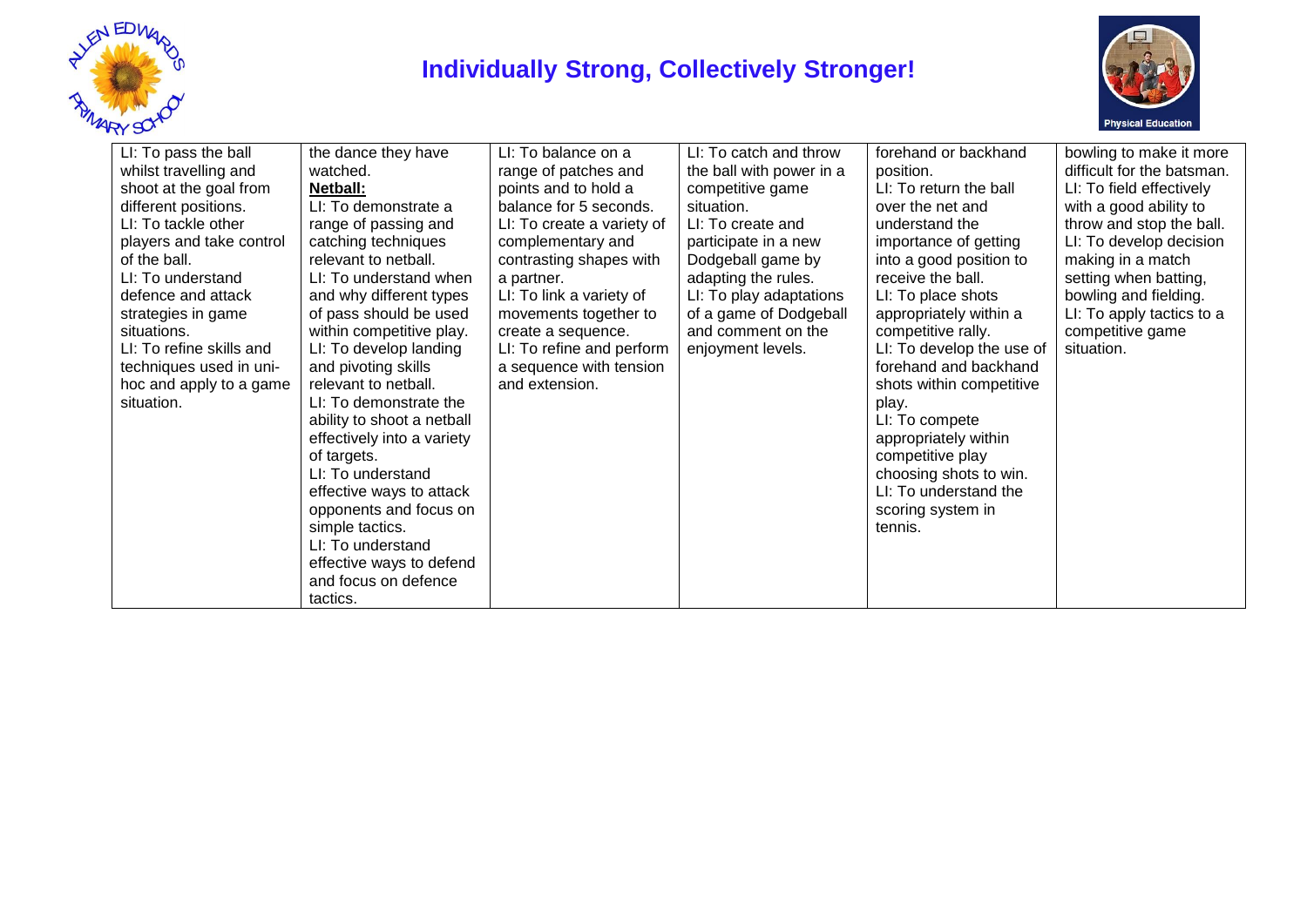# Individually Strong, Collectively Stronger!

| | | | | | |
|---|---|---|---|---|---|
| LI: To pass the ball whilst travelling and shoot at the goal from different positions.<br>LI: To tackle other players and take control of the ball.<br>LI: To understand defence and attack strategies in game situations.<br>LI: To refine skills and techniques used in uni-hoc and apply to a game situation. | the dance they have watched.<br>**Netball:**<br>LI: To demonstrate a range of passing and catching techniques relevant to netball.<br>LI: To understand when and why different types of pass should be used within competitive play.<br>LI: To develop landing and pivoting skills relevant to netball.<br>LI: To demonstrate the ability to shoot a netball effectively into a variety of targets.<br>LI: To understand effective ways to attack opponents and focus on simple tactics.<br>LI: To understand effective ways to defend and focus on defence tactics. | LI: To balance on a range of patches and points and to hold a balance for 5 seconds.<br>LI: To create a variety of complementary and contrasting shapes with a partner.<br>LI: To link a variety of movements together to create a sequence.<br>LI: To refine and perform a sequence with tension and extension. | LI: To catch and throw the ball with power in a competitive game situation.<br>LI: To create and participate in a new Dodgeball game by adapting the rules.<br>LI: To play adaptations of a game of Dodgeball and comment on the enjoyment levels. | forehand or backhand position.<br>LI: To return the ball over the net and understand the importance of getting into a good position to receive the ball.<br>LI: To place shots appropriately within a competitive rally.<br>LI: To develop the use of forehand and backhand shots within competitive play.<br>LI: To compete appropriately within competitive play choosing shots to win.<br>LI: To understand the scoring system in tennis. | bowling to make it more difficult for the batsman.<br>LI: To field effectively with a good ability to throw and stop the ball.<br>LI: To develop decision making in a match setting when batting, bowling and fielding.<br>LI: To apply tactics to a competitive game situation. |